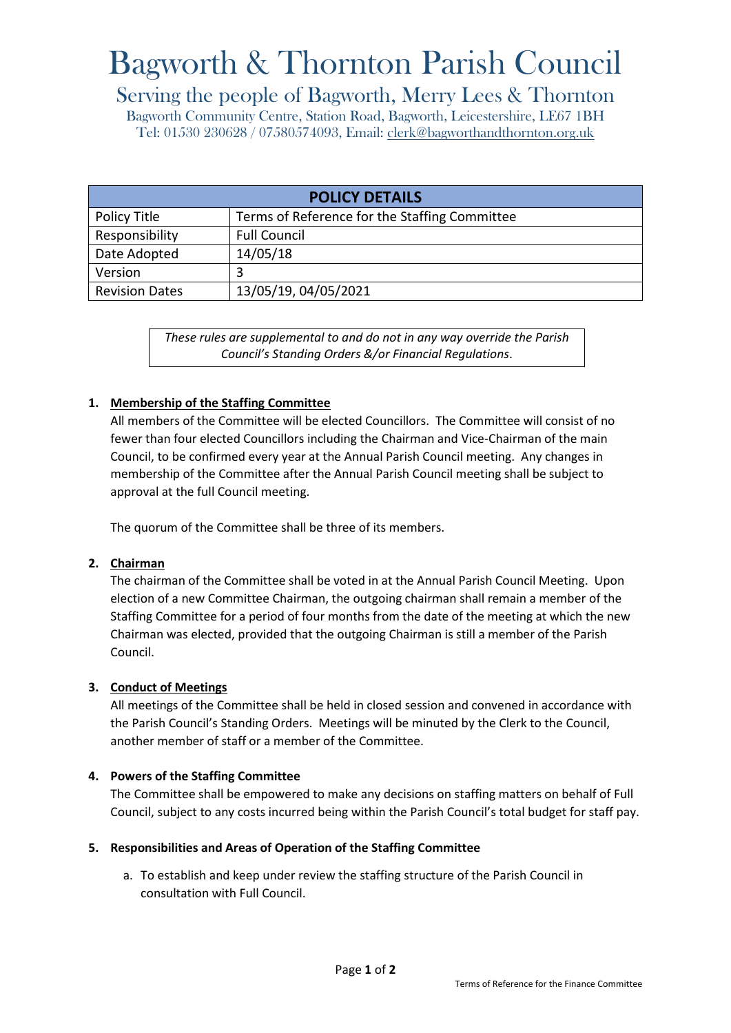# Bagworth & Thornton Parish Council

## Serving the people of Bagworth, Merry Lees & Thornton

Bagworth Community Centre, Station Road, Bagworth, Leicestershire, LE67 1BH
Tel: 01530 230628 / 07580574093, Email: clerk@bagworthandthornton.org.uk

| POLICY DETAILS | |
|---|---|
| Policy Title | Terms of Reference for the Staffing Committee |
| Responsibility | Full Council |
| Date Adopted | 14/05/18 |
| Version | 3 |
| Revision Dates | 13/05/19, 04/05/2021 |

*These rules are supplemental to and do not in any way override the Parish Council's Standing Orders &/or Financial Regulations*.

**1. Membership of the Staffing Committee**

All members of the Committee will be elected Councillors. The Committee will consist of no fewer than four elected Councillors including the Chairman and Vice-Chairman of the main Council, to be confirmed every year at the Annual Parish Council meeting. Any changes in membership of the Committee after the Annual Parish Council meeting shall be subject to approval at the full Council meeting.

The quorum of the Committee shall be three of its members.

**2. Chairman**

The chairman of the Committee shall be voted in at the Annual Parish Council Meeting. Upon election of a new Committee Chairman, the outgoing chairman shall remain a member of the Staffing Committee for a period of four months from the date of the meeting at which the new Chairman was elected, provided that the outgoing Chairman is still a member of the Parish Council.

**3. Conduct of Meetings**

All meetings of the Committee shall be held in closed session and convened in accordance with the Parish Council's Standing Orders. Meetings will be minuted by the Clerk to the Council, another member of staff or a member of the Committee.

**4. Powers of the Staffing Committee**

The Committee shall be empowered to make any decisions on staffing matters on behalf of Full Council, subject to any costs incurred being within the Parish Council's total budget for staff pay.

**5. Responsibilities and Areas of Operation of the Staffing Committee**

a. To establish and keep under review the staffing structure of the Parish Council in consultation with Full Council.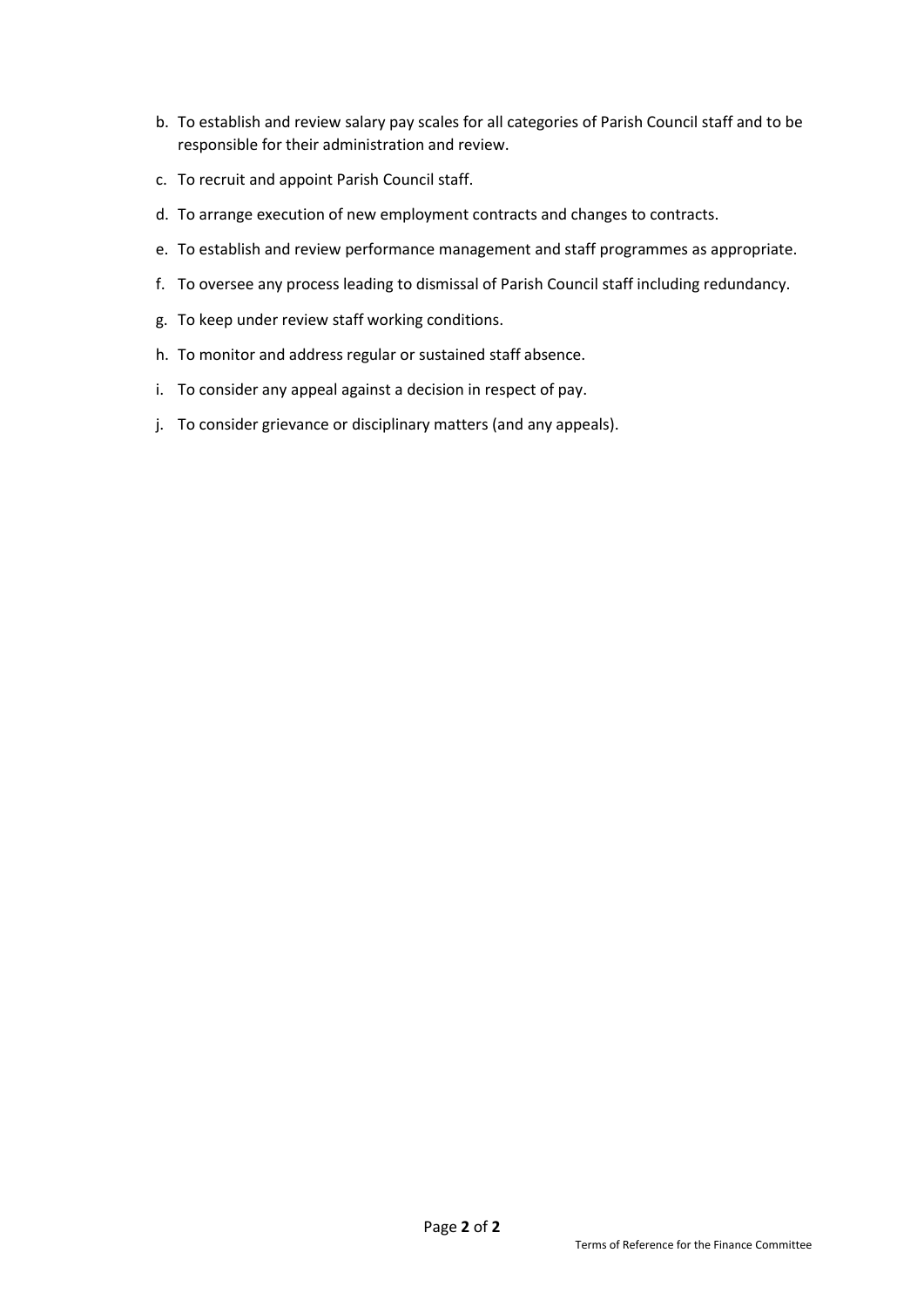b. To establish and review salary pay scales for all categories of Parish Council staff and to be responsible for their administration and review.

c. To recruit and appoint Parish Council staff.

d. To arrange execution of new employment contracts and changes to contracts.

e. To establish and review performance management and staff programmes as appropriate.

f. To oversee any process leading to dismissal of Parish Council staff including redundancy.

g. To keep under review staff working conditions.

h. To monitor and address regular or sustained staff absence.

i. To consider any appeal against a decision in respect of pay.

j. To consider grievance or disciplinary matters (and any appeals).